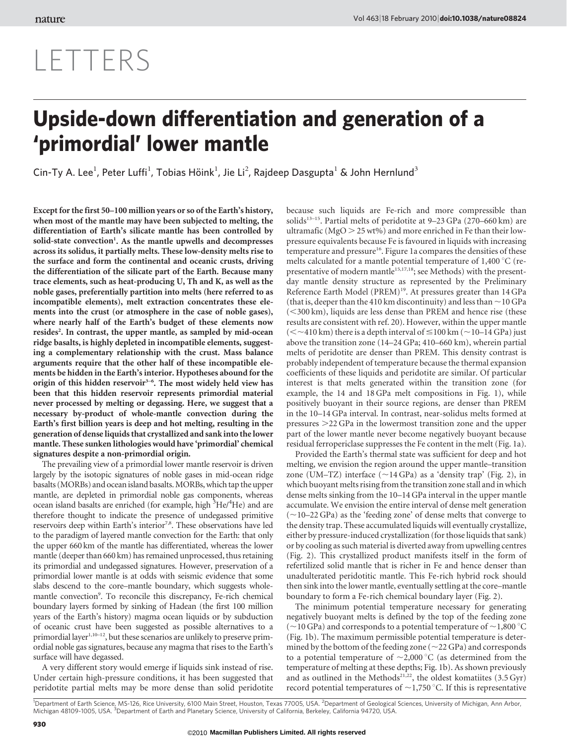# LETTERS

# Upside-down differentiation and generation of a 'primordial' lower mantle

Cin-Ty A. Lee[1], Peter Luffi[1], Tobias Höink[1], Jie Li[2], Rajdeep Dasgupta[1] & John Hernlund[3]

**Except for the first 50–100 million years or so of the Earth's history, when most of the mantle may have been subjected to melting, the differentiation of Earth's silicate mantle has been controlled by solid-state convection[1]. As the mantle upwells and decompresses across its solidus, it partially melts. These low-density melts rise to the surface and form the continental and oceanic crusts, driving the differentiation of the silicate part of the Earth. Because many trace elements, such as heat-producing U, Th and K, as well as the noble gases, preferentially partition into melts (here referred to as incompatible elements), melt extraction concentrates these elements into the crust (or atmosphere in the case of noble gases), where nearly half of the Earth's budget of these elements now resides[2]. In contrast, the upper mantle, as sampled by mid-ocean ridge basalts, is highly depleted in incompatible elements, suggesting a complementary relationship with the crust. Mass balance arguments require that the other half of these incompatible elements be hidden in the Earth's interior. Hypotheses abound for the origin of this hidden reservoir[3–6]. The most widely held view has been that this hidden reservoir represents primordial material never processed by melting or degassing. Here, we suggest that a necessary by-product of whole-mantle convection during the Earth's first billion years is deep and hot melting, resulting in the generation of dense liquids that crystallized and sank into the lower mantle. These sunken lithologies would have 'primordial' chemical signatures despite a non-primordial origin.**

The prevailing view of a primordial lower mantle reservoir is driven largely by the isotopic signatures of noble gases in mid-ocean ridge basalts (MORBs) and ocean island basalts. MORBs, which tap the upper mantle, are depleted in primordial noble gas components, whereas ocean island basalts are enriched (for example, high $^{3}He/^{4}He$) and are therefore thought to indicate the presence of undegassed primitive reservoirs deep within Earth's interior[7,8]. These observations have led to the paradigm of layered mantle convection for the Earth: that only the upper 660 km of the mantle has differentiated, whereas the lower mantle (deeper than 660 km) has remained unprocessed, thus retaining its primordial and undegassed signatures. However, preservation of a primordial lower mantle is at odds with seismic evidence that some slabs descend to the core–mantle boundary, which suggests whole-mantle convection[9]. To reconcile this discrepancy, Fe-rich chemical boundary layers formed by sinking of Hadean (the first 100 million years of the Earth's history) magma ocean liquids or by subduction of oceanic crust have been suggested as possible alternatives to a primordial layer[1,10–12], but these scenarios are unlikely to preserve primordial noble gas signatures, because any magma that rises to the Earth's surface will have degassed.

A very different story would emerge if liquids sink instead of rise. Under certain high-pressure conditions, it has been suggested that peridotite partial melts may be more dense than solid peridotite because such liquids are Fe-rich and more compressible than solids[13–15]. Partial melts of peridotite at 9–23 GPa (270–660 km) are ultramafic (MgO > 25 wt%) and more enriched in Fe than their low-pressure equivalents because Fe is favoured in liquids with increasing temperature and pressure[16]. Figure 1a compares the densities of these melts calculated for a mantle potential temperature of 1,400 °C (representative of modern mantle[15,17,18]; see Methods) with the present-day mantle density structure as represented by the Preliminary Reference Earth Model (PREM)[19]. At pressures greater than 14 GPa (that is, deeper than the 410 km discontinuity) and less than ~10 GPa (<300 km), liquids are less dense than PREM and hence rise (these results are consistent with ref. 20). However, within the upper mantle (<~410 km) there is a depth interval of ≤100 km (~10–14 GPa) just above the transition zone (14–24 GPa; 410–660 km), wherein partial melts of peridotite are denser than PREM. This density contrast is probably independent of temperature because the thermal expansion coefficients of these liquids and peridotite are similar. Of particular interest is that melts generated within the transition zone (for example, the 14 and 18 GPa melt compositions in Fig. 1), while positively buoyant in their source regions, are denser than PREM in the 10–14 GPa interval. In contrast, near-solidus melts formed at pressures >22 GPa in the lowermost transition zone and the upper part of the lower mantle never become negatively buoyant because residual ferropericlase suppresses the Fe content in the melt (Fig. 1a).

Provided the Earth's thermal state was sufficient for deep and hot melting, we envision the region around the upper mantle–transition zone (UM–TZ) interface (~14 GPa) as a 'density trap' (Fig. 2), in which buoyant melts rising from the transition zone stall and in which dense melts sinking from the 10–14 GPa interval in the upper mantle accumulate. We envision the entire interval of dense melt generation (~10–22 GPa) as the 'feeding zone' of dense melts that converge to the density trap. These accumulated liquids will eventually crystallize, either by pressure-induced crystallization (for those liquids that sank) or by cooling as such material is diverted away from upwelling centres (Fig. 2). This crystallized product manifests itself in the form of refertilized solid mantle that is richer in Fe and hence denser than unadulterated peridotitic mantle. This Fe-rich hybrid rock should then sink into the lower mantle, eventually settling at the core–mantle boundary to form a Fe-rich chemical boundary layer (Fig. 2).

The minimum potential temperature necessary for generating negatively buoyant melts is defined by the top of the feeding zone (~10 GPa) and corresponds to a potential temperature of ~1,800 °C (Fig. 1b). The maximum permissible potential temperature is determined by the bottom of the feeding zone (~22 GPa) and corresponds to a potential temperature of ~2,000 °C (as determined from the temperature of melting at these depths; Fig. 1b). As shown previously and as outlined in the Methods[21,22], the oldest komatiites (3.5 Gyr) record potential temperatures of ~1,750 °C. If this is representative

[1]Department of Earth Science, MS-126, Rice University, 6100 Main Street, Houston, Texas 77005, USA. [2]Department of Geological Sciences, University of Michigan, Ann Arbor, Michigan 48109-1005, USA. [3]Department of Earth and Planetary Science, University of California, Berkeley, California 94720, USA.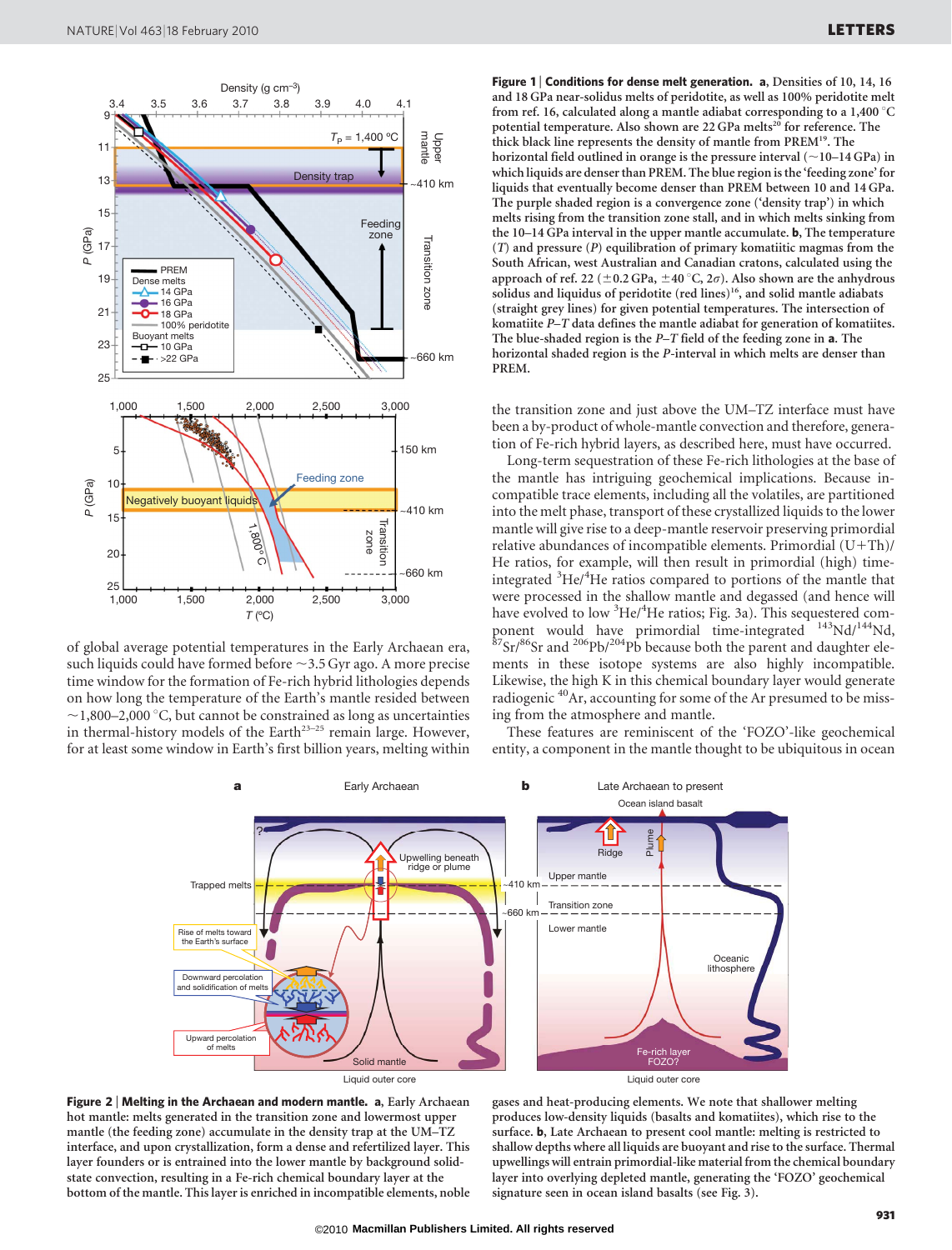**Figure 1 | Conditions for dense melt generation. a**, Densities of 10, 14, 16 and 18 GPa near-solidus melts of peridotite, as well as 100% peridotite melt from ref. 16, calculated along a mantle adiabat corresponding to a 1,400 °C potential temperature. Also shown are 22 GPa melts[20] for reference. The thick black line represents the density of mantle from PREM[19]. The horizontal field outlined in orange is the pressure interval (~10–14 GPa) in which liquids are denser than PREM. The blue region is the 'feeding zone' for liquids that eventually become denser than PREM between 10 and 14 GPa. The purple shaded region is a convergence zone ('density trap') in which melts rising from the transition zone stall, and in which melts sinking from the 10–14 GPa interval in the upper mantle accumulate. **b**, The temperature ($T$) and pressure ($P$) equilibration of primary komatiitic magmas from the South African, west Australian and Canadian cratons, calculated using the approach of ref. 22 (±0.2 GPa, ±40 °C, 2$\sigma$). Also shown are the anhydrous solidus and liquidus of peridotite (red lines)[16], and solid mantle adiabats (straight grey lines) for given potential temperatures. The intersection of komatiite $P$–$T$ data defines the mantle adiabat for generation of komatiites. The blue-shaded region is the $P$–$T$ field of the feeding zone in **a**. The horizontal shaded region is the $P$-interval in which melts are denser than PREM.

of global average potential temperatures in the Early Archaean era, such liquids could have formed before ~3.5 Gyr ago. A more precise time window for the formation of Fe-rich hybrid lithologies depends on how long the temperature of the Earth's mantle resided between ~1,800–2,000 °C, but cannot be constrained as long as uncertainties in thermal-history models of the Earth[23–25] remain large. However, for at least some window in Earth's first billion years, melting within the transition zone and just above the UM–TZ interface must have been a by-product of whole-mantle convection and therefore, generation of Fe-rich hybrid layers, as described here, must have occurred.

Long-term sequestration of these Fe-rich lithologies at the base of the mantle has intriguing geochemical implications. Because incompatible trace elements, including all the volatiles, are partitioned into the melt phase, transport of these crystallized liquids to the lower mantle will give rise to a deep-mantle reservoir preserving primordial relative abundances of incompatible elements. Primordial (U+Th)/He ratios, for example, will then result in primordial (high) time-integrated $^{3}He/^{4}He$ ratios compared to portions of the mantle that were processed in the shallow mantle and degassed (and hence will have evolved to low $^{3}He/^{4}He$ ratios; Fig. 3a). This sequestered component would have primordial time-integrated $^{143}Nd/^{144}Nd$, $^{87}Sr/^{86}Sr$ and $^{206}Pb/^{204}Pb$ because both the parent and daughter elements in these isotope systems are also highly incompatible. Likewise, the high K in this chemical boundary layer would generate radiogenic $^{40}Ar$, accounting for some of the Ar presumed to be missing from the atmosphere and mantle.

These features are reminiscent of the 'FOZO'-like geochemical entity, a component in the mantle thought to be ubiquitous in ocean

**Figure 2 | Melting in the Archaean and modern mantle. a**, Early Archaean hot mantle: melts generated in the transition zone and lowermost upper mantle (the feeding zone) accumulate in the density trap at the UM–TZ interface, and upon crystallization, form a dense and refertilized layer. This layer founders or is entrained into the lower mantle by background solid-state convection, resulting in a Fe-rich chemical boundary layer at the bottom of the mantle. This layer is enriched in incompatible elements, noble gases and heat-producing elements. We note that shallower melting produces low-density liquids (basalts and komatiites), which rise to the surface. **b**, Late Archaean to present cool mantle: melting is restricted to shallow depths where all liquids are buoyant and rise to the surface. Thermal upwellings will entrain primordial-like material from the chemical boundary layer into overlying depleted mantle, generating the 'FOZO' geochemical signature seen in ocean island basalts (see Fig. 3).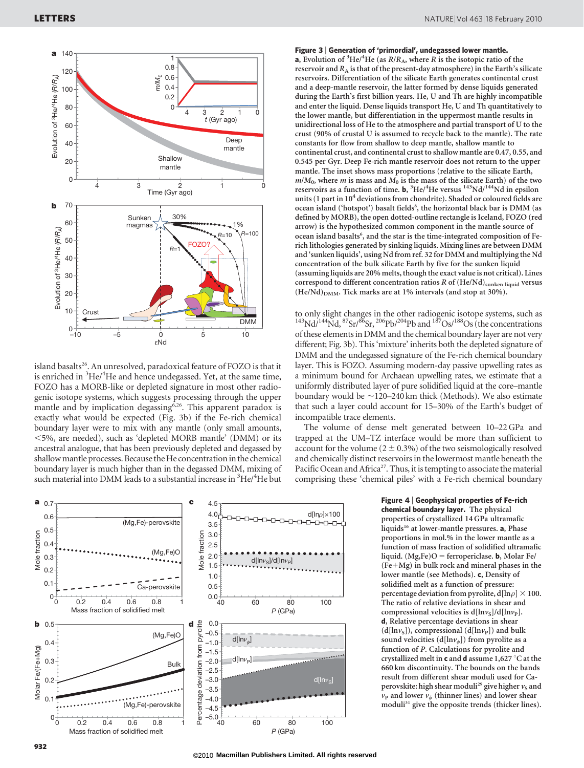**Figure 3 | Generation of 'primordial', undegassed lower mantle.** **a**, Evolution of $^3He/^4He$ (as $R/R_A$, where $R$ is the isotopic ratio of the reservoir and $R_A$ is that of the present-day atmosphere) in the Earth's silicate reservoirs. Differentiation of the silicate Earth generates continental crust and a deep-mantle reservoir, the latter formed by dense liquids generated during the Earth's first billion years. He, U and Th are highly incompatible and enter the liquid. Dense liquids transport He, U and Th quantitatively to the lower mantle, but differentiation in the uppermost mantle results in unidirectional loss of He to the atmosphere and partial transport of U to the crust (90% of crustal U is assumed to recycle back to the mantle). The rate constants for flow from shallow to deep mantle, shallow mantle to continental crust, and continental crust to shallow mantle are 0.47, 0.55, and 0.545 per Gyr. Deep Fe-rich mantle reservoir does not return to the upper mantle. The inset shows mass proportions (relative to the silicate Earth, $m/M_0$, where $m$ is mass and $M_0$ is the mass of the silicate Earth) of the two reservoirs as a function of time. **b**, $^3He/^4He$ versus $^{143}Nd/^{144}Nd$ in epsilon units (1 part in $10^4$ deviations from chondrite). Shaded or coloured fields are ocean island ('hotspot') basalt fields[8], the horizontal black bar is DMM (as defined by MORB), the open dotted-outline rectangle is Iceland, FOZO (red arrow) is the hypothesized common component in the mantle source of ocean island basalts[6], and the star is the time-integrated composition of Fe-rich lithologies generated by sinking liquids. Mixing lines are between DMM and 'sunken liquids', using Nd from ref. 32 for DMM and multiplying the Nd concentration of the bulk silicate Earth by five for the sunken liquid (assuming liquids are 20% melts, though the exact value is not critical). Lines correspond to different concentration ratios $R$ of $(He/Nd)_{sunken\ liquid}$ versus $(He/Nd)_{DMM}$. Tick marks are at 1% intervals (and stop at 30%).

island basalts[26]. An unresolved, paradoxical feature of FOZO is that it is enriched in $^3He/^4He$ and hence undegassed. Yet, at the same time, FOZO has a MORB-like or depleted signature in most other radiogenic isotope systems, which suggests processing through the upper mantle and by implication degassing[6,26]. This apparent paradox is exactly what would be expected (Fig. 3b) if the Fe-rich chemical boundary layer were to mix with any mantle (only small amounts, <5%, are needed), such as 'depleted MORB mantle' (DMM) or its ancestral analogue, that has been previously depleted and degassed by shallow mantle processes. Because the He concentration in the chemical boundary layer is much higher than in the degassed DMM, mixing of such material into DMM leads to a substantial increase in $^3He/^4He$ but to only slight changes in the other radiogenic isotope systems, such as $^{143}Nd/^{144}Nd$, $^{87}Sr/^{86}Sr$, $^{206}Pb/^{204}Pb$ and $^{187}Os/^{188}Os$ (the concentrations of these elements in DMM and the chemical boundary layer are not very different; Fig. 3b). This 'mixture' inherits both the depleted signature of DMM and the undegassed signature of the Fe-rich chemical boundary layer. This is FOZO. Assuming modern-day passive upwelling rates as a minimum bound for Archaean upwelling rates, we estimate that a uniformly distributed layer of pure solidified liquid at the core–mantle boundary would be ~120–240 km thick (Methods). We also estimate that such a layer could account for 15–30% of the Earth's budget of incompatible trace elements.

The volume of dense melt generated between 10–22 GPa and trapped at the UM–TZ interface would be more than sufficient to account for the volume (2 ± 0.3%) of the two seismologically resolved and chemically distinct reservoirs in the lowermost mantle beneath the Pacific Ocean and Africa[27]. Thus, it is tempting to associate the material comprising these 'chemical piles' with a Fe-rich chemical boundary

**Figure 4 | Geophysical properties of Fe-rich chemical boundary layer.** The physical properties of crystallized 14 GPa ultramafic liquids[16] at lower-mantle pressures. **a**, Phase proportions in mol.% in the lower mantle as a function of mass fraction of solidified ultramafic liquid. (Mg,Fe)O = ferropericlase. **b**, Molar Fe/(Fe+Mg) in bulk rock and mineral phases in the lower mantle (see Methods). **c**, Density of solidified melt as a function of pressure: percentage deviation from pyrolite, $d[\ln\rho] \times 100$. The ratio of relative deviations in shear and compressional velocities is $d[\ln v_S]/d[\ln v_P]$. **d**, Relative percentage deviations in shear ($d[\ln v_S]$), compressional ($d[\ln v_P]$) and bulk sound velocities ($d[\ln v_\phi]$) from pyrolite as a function of $P$. Calculations for pyrolite and crystallized melt in **c** and **d** assume 1,627 °C at the 660 km discontinuity. The bounds on the bands result from different shear moduli used for Ca-perovskite: high shear moduli[29] give higher $v_S$ and $v_P$ and lower $v_\phi$ (thinner lines) and lower shear moduli[31] give the opposite trends (thicker lines).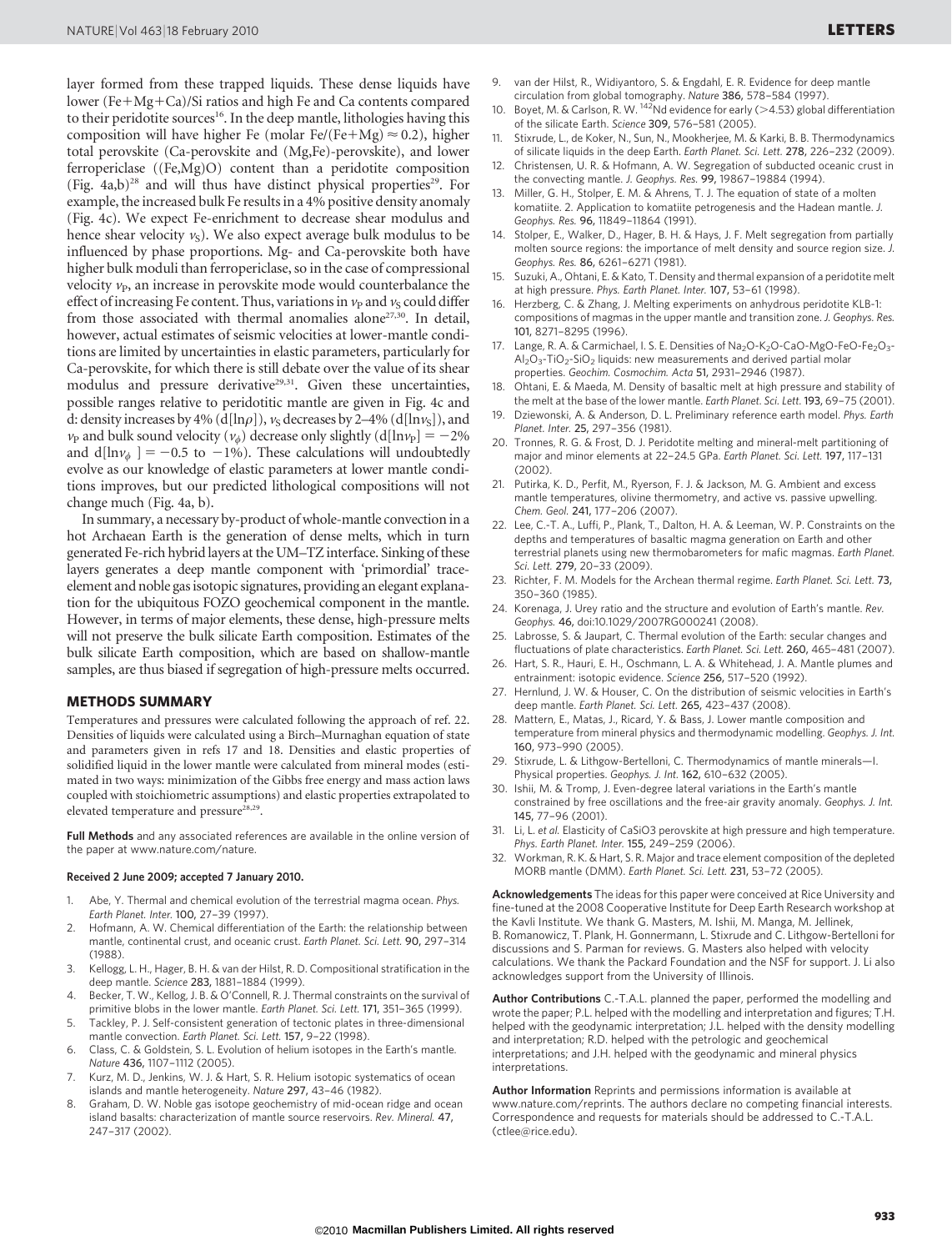layer formed from these trapped liquids. These dense liquids have lower (Fe+Mg+Ca)/Si ratios and high Fe and Ca contents compared to their peridotite sources[16]. In the deep mantle, lithologies having this composition will have higher Fe (molar Fe/(Fe+Mg) $\approx$ 0.2), higher total perovskite (Ca-perovskite and (Mg,Fe)-perovskite), and lower ferropericlase ((Fe,Mg)O) content than a peridotite composition (Fig. 4a,b)[28] and will thus have distinct physical properties[29]. For example, the increased bulk Fe results in a 4% positive density anomaly (Fig. 4c). We expect Fe-enrichment to decrease shear modulus and hence shear velocity $v_S$). We also expect average bulk modulus to be influenced by phase proportions. Mg- and Ca-perovskite both have higher bulk moduli than ferropericlase, so in the case of compressional velocity $v_P$, an increase in perovskite mode would counterbalance the effect of increasing Fe content. Thus, variations in $v_P$ and $v_S$ could differ from those associated with thermal anomalies alone[27,30]. In detail, however, actual estimates of seismic velocities at lower-mantle conditions are limited by uncertainties in elastic parameters, particularly for Ca-perovskite, for which there is still debate over the value of its shear modulus and pressure derivative[29,31]. Given these uncertainties, possible ranges relative to peridotitic mantle are given in Fig. 4c and d: density increases by 4% (d[ln$\rho$]), $v_S$ decreases by 2–4% (d[ln$v_S$]), and $v_P$ and bulk sound velocity ($v_\phi$) decrease only slightly (d[ln$v_P$] = −2% and d[ln$v_\phi$ ] = −0.5 to −1%). These calculations will undoubtedly evolve as our knowledge of elastic parameters at lower mantle conditions improves, but our predicted lithological compositions will not change much (Fig. 4a, b).

In summary, a necessary by-product of whole-mantle convection in a hot Archaean Earth is the generation of dense melts, which in turn generated Fe-rich hybrid layers at the UM–TZ interface. Sinking of these layers generates a deep mantle component with 'primordial' trace-element and noble gas isotopic signatures, providing an elegant explanation for the ubiquitous FOZO geochemical component in the mantle. However, in terms of major elements, these dense, high-pressure melts will not preserve the bulk silicate Earth composition. Estimates of the bulk silicate Earth composition, which are based on shallow-mantle samples, are thus biased if segregation of high-pressure melts occurred.

## METHODS SUMMARY

Temperatures and pressures were calculated following the approach of ref. 22. Densities of liquids were calculated using a Birch–Murnaghan equation of state and parameters given in refs 17 and 18. Densities and elastic properties of solidified liquid in the lower mantle were calculated from mineral modes (estimated in two ways: minimization of the Gibbs free energy and mass action laws coupled with stoichiometric assumptions) and elastic properties extrapolated to elevated temperature and pressure[28,29].

**Full Methods** and any associated references are available in the online version of the paper at www.nature.com/nature.

**Received 2 June 2009; accepted 7 January 2010.**

1. Abe, Y. Thermal and chemical evolution of the terrestrial magma ocean. *Phys. Earth Planet. Inter.* **100**, 27–39 (1997).
2. Hofmann, A. W. Chemical differentiation of the Earth: the relationship between mantle, continental crust, and oceanic crust. *Earth Planet. Sci. Lett.* **90**, 297–314 (1988).
3. Kellogg, L. H., Hager, B. H. & van der Hilst, R. D. Compositional stratification in the deep mantle. *Science* **283**, 1881–1884 (1999).
4. Becker, T. W., Kellog, J. B. & O'Connell, R. J. Thermal constraints on the survival of primitive blobs in the lower mantle. *Earth Planet. Sci. Lett.* **171**, 351–365 (1999).
5. Tackley, P. J. Self-consistent generation of tectonic plates in three-dimensional mantle convection. *Earth Planet. Sci. Lett.* **157**, 9–22 (1998).
6. Class, C. & Goldstein, S. L. Evolution of helium isotopes in the Earth's mantle. *Nature* **436**, 1107–1112 (2005).
7. Kurz, M. D., Jenkins, W. J. & Hart, S. R. Helium isotopic systematics of ocean islands and mantle heterogeneity. *Nature* **297**, 43–46 (1982).
8. Graham, D. W. Noble gas isotope geochemistry of mid-ocean ridge and ocean island basalts: characterization of mantle source reservoirs. *Rev. Mineral.* **47**, 247–317 (2002).
9. van der Hilst, R., Widiyantoro, S. & Engdahl, E. R. Evidence for deep mantle circulation from global tomography. *Nature* **386**, 578–584 (1997).
10. Boyet, M. & Carlson, R. W. $^{142}$Nd evidence for early (>4.53) global differentiation of the silicate Earth. *Science* **309**, 576–581 (2005).
11. Stixrude, L., de Koker, N., Sun, N., Mookherjee, M. & Karki, B. B. Thermodynamics of silicate liquids in the deep Earth. *Earth Planet. Sci. Lett.* **278**, 226–232 (2009).
12. Christensen, U. R. & Hofmann, A. W. Segregation of subducted oceanic crust in the convecting mantle. *J. Geophys. Res.* **99**, 19867–19884 (1994).
13. Miller, G. H., Stolper, E. M. & Ahrens, T. J. The equation of state of a molten komatiite. 2. Application to komatiite petrogenesis and the Hadean mantle. *J. Geophys. Res.* **96**, 11849–11864 (1991).
14. Stolper, E., Walker, D., Hager, B. H. & Hays, J. F. Melt segregation from partially molten source regions: the importance of melt density and source region size. *J. Geophys. Res.* **86**, 6261–6271 (1981).
15. Suzuki, A., Ohtani, E. & Kato, T. Density and thermal expansion of a peridotite melt at high pressure. *Phys. Earth Planet. Inter.* **107**, 53–61 (1998).
16. Herzberg, C. & Zhang, J. Melting experiments on anhydrous peridotite KLB-1: compositions of magmas in the upper mantle and transition zone. *J. Geophys. Res.* **101**, 8271–8295 (1996).
17. Lange, R. A. & Carmichael, I. S. E. Densities of $Na_2O$-$K_2O$-CaO-MgO-FeO-$Fe_2O_3$-$Al_2O_3$-$TiO_2$-$SiO_2$ liquids: new measurements and derived partial molar properties. *Geochim. Cosmochim. Acta* **51**, 2931–2946 (1987).
18. Ohtani, E. & Maeda, M. Density of basaltic melt at high pressure and stability of the melt at the base of the lower mantle. *Earth Planet. Sci. Lett.* **193**, 69–75 (2001).
19. Dziewonski, A. & Anderson, D. L. Preliminary reference earth model. *Phys. Earth Planet. Inter.* **25**, 297–356 (1981).
20. Tronnes, R. G. & Frost, D. J. Peridotite melting and mineral-melt partitioning of major and minor elements at 22–24.5 GPa. *Earth Planet. Sci. Lett.* **197**, 117–131 (2002).
21. Putirka, K. D., Perfit, M., Ryerson, F. J. & Jackson, M. G. Ambient and excess mantle temperatures, olivine thermometry, and active vs. passive upwelling. *Chem. Geol.* **241**, 177–206 (2007).
22. Lee, C.-T. A., Luffi, P., Plank, T., Dalton, H. A. & Leeman, W. P. Constraints on the depths and temperatures of basaltic magma generation on Earth and other terrestrial planets using new thermobarometers for mafic magmas. *Earth Planet. Sci. Lett.* **279**, 20–33 (2009).
23. Richter, F. M. Models for the Archean thermal regime. *Earth Planet. Sci. Lett.* **73**, 350–360 (1985).
24. Korenaga, J. Urey ratio and the structure and evolution of Earth's mantle. *Rev. Geophys.* **46**, doi:10.1029/2007RG000241 (2008).
25. Labrosse, S. & Jaupart, C. Thermal evolution of the Earth: secular changes and fluctuations of plate characteristics. *Earth Planet. Sci. Lett.* **260**, 465–481 (2007).
26. Hart, S. R., Hauri, E. H., Oschmann, L. A. & Whitehead, J. A. Mantle plumes and entrainment: isotopic evidence. *Science* **256**, 517–520 (1992).
27. Hernlund, J. W. & Houser, C. On the distribution of seismic velocities in Earth's deep mantle. *Earth Planet. Sci. Lett.* **265**, 423–437 (2008).
28. Mattern, E., Matas, J., Ricard, Y. & Bass, J. Lower mantle composition and temperature from mineral physics and thermodynamic modelling. *Geophys. J. Int.* **160**, 973–990 (2005).
29. Stixrude, L. & Lithgow-Bertelloni, C. Thermodynamics of mantle minerals—I. Physical properties. *Geophys. J. Int.* **162**, 610–632 (2005).
30. Ishii, M. & Tromp, J. Even-degree lateral variations in the Earth's mantle constrained by free oscillations and the free-air gravity anomaly. *Geophys. J. Int.* **145**, 77–96 (2001).
31. Li, L. *et al.* Elasticity of CaSiO3 perovskite at high pressure and high temperature. *Phys. Earth Planet. Inter.* **155**, 249–259 (2006).
32. Workman, R. K. & Hart, S. R. Major and trace element composition of the depleted MORB mantle (DMM). *Earth Planet. Sci. Lett.* **231**, 53–72 (2005).

**Acknowledgements** The ideas for this paper were conceived at Rice University and fine-tuned at the 2008 Cooperative Institute for Deep Earth Research workshop at the Kavli Institute. We thank G. Masters, M. Ishii, M. Manga, M. Jellinek, B. Romanowicz, T. Plank, H. Gonnermann, L. Stixrude and C. Lithgow-Bertelloni for discussions and S. Parman for reviews. G. Masters also helped with velocity calculations. We thank the Packard Foundation and the NSF for support. J. Li also acknowledges support from the University of Illinois.

**Author Contributions** C.-T.A.L. planned the paper, performed the modelling and wrote the paper; P.L. helped with the modelling and interpretation and figures; T.H. helped with the geodynamic interpretation; J.L. helped with the density modelling and interpretation; R.D. helped with the petrologic and geochemical interpretations; and J.H. helped with the geodynamic and mineral physics interpretations.

**Author Information** Reprints and permissions information is available at www.nature.com/reprints. The authors declare no competing financial interests. Correspondence and requests for materials should be addressed to C.-T.A.L. (ctlee@rice.edu).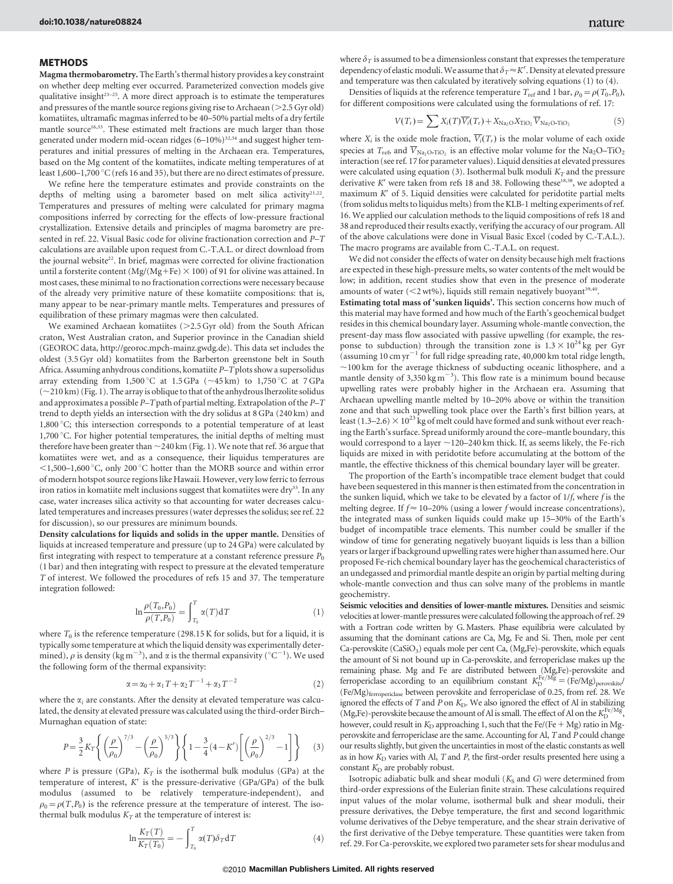## METHODS

**Magma thermobarometry.** The Earth's thermal history provides a key constraint on whether deep melting ever occurred. Parameterized convection models give qualitative insight[23–25]. A more direct approach is to estimate the temperatures and pressures of the mantle source regions giving rise to Archaean (>2.5 Gyr old) komatiites, ultramafic magmas inferred to be 40–50% partial melts of a dry fertile mantle source[16,33]. These estimated melt fractions are much larger than those generated under modern mid-ocean ridges (6–10%)[32,34] and suggest higher temperatures and initial pressures of melting in the Archaean era. Temperatures, based on the Mg content of the komatiites, indicate melting temperatures of at least 1,600–1,700 °C (refs 16 and 35), but there are no direct estimates of pressure.

We refine here the temperature estimates and provide constraints on the depths of melting using a barometer based on melt silica activity[21,22]. Temperatures and pressures of melting were calculated for primary magma compositions inferred by correcting for the effects of low-pressure fractional crystallization. Extensive details and principles of magma barometry are presented in ref. 22. Visual Basic code for olivine fractionation correction and $P$–$T$ calculations are available upon request from C.-T.A.L. or direct download from the journal website[22]. In brief, magmas were corrected for olivine fractionation until a forsterite content (Mg/(Mg+Fe) × 100) of 91 for olivine was attained. In most cases, these minimal to no fractionation corrections were necessary because of the already very primitive nature of these komatiite compositions: that is, many appear to be near-primary mantle melts. Temperatures and pressures of equilibration of these primary magmas were then calculated.

We examined Archaean komatiites (>2.5 Gyr old) from the South African craton, West Australian craton, and Superior province in the Canadian shield (GEOROC data, http://georoc.mpch-mainz.gwdg.de). This data set includes the oldest (3.5 Gyr old) komatiites from the Barberton greenstone belt in South Africa. Assuming anhydrous conditions, komatiite $P$–$T$ plots show a supersolidus array extending from 1,500 °C at 1.5 GPa (~45 km) to 1,750 °C at 7 GPa (~210 km) (Fig. 1). The array is oblique to that of the anhydrous lherzolite solidus and approximates a possible $P$–$T$ path of partial melting. Extrapolation of the $P$–$T$ trend to depth yields an intersection with the dry solidus at 8 GPa (240 km) and 1,800 °C; this intersection corresponds to a potential temperature of at least 1,700 °C. For higher potential temperatures, the initial depths of melting must therefore have been greater than ~240 km (Fig. 1). We note that ref. 36 argue that komatiites were wet, and as a consequence, their liquidus temperatures are <1,500–1,600 °C, only 200 °C hotter than the MORB source and within error of modern hotspot source regions like Hawaii. However, very low ferric to ferrous iron ratios in komatiite melt inclusions suggest that komatiites were dry[33]. In any case, water increases silica activity so that accounting for water decreases calculated temperatures and increases pressures (water depresses the solidus; see ref. 22 for discussion), so our pressures are minimum bounds.

**Density calculations for liquids and solids in the upper mantle.** Densities of liquids at increased temperature and pressure (up to 24 GPa) were calculated by first integrating with respect to temperature at a constant reference pressure $P_0$ (1 bar) and then integrating with respect to pressure at the elevated temperature $T$ of interest. We followed the procedures of refs 15 and 37. The temperature integration followed:

$$\ln\frac{\rho(T_0,P_0)}{\rho(T,P_0)} = \int_{T_0}^{T}\alpha(T)\mathrm{d}T \quad (1)$$

where $T_0$ is the reference temperature (298.15 K for solids, but for a liquid, it is typically some temperature at which the liquid density was experimentally determined), $\rho$ is density (kg m$^{-3}$), and $\alpha$ is the thermal expansivity (°C$^{-1}$). We used the following form of the thermal expansivity:

$$\alpha = \alpha_0 + \alpha_1 T + \alpha_2 T^{-1} + \alpha_3 T^{-2} \quad (2)$$

where the $\alpha_i$ are constants. After the density at elevated temperature was calculated, the density at elevated pressure was calculated using the third-order Birch–Murnaghan equation of state:

$$P = \frac{3}{2}K_T\left\{\left(\frac{\rho}{\rho_0}\right)^{7/3} - \left(\frac{\rho}{\rho_0}\right)^{5/3}\right\}\left\{1 - \frac{3}{4}(4-K')\left[\left(\frac{\rho}{\rho_0}\right)^{2/3} - 1\right]\right\} \quad (3)$$

where $P$ is pressure (GPa), $K_T$ is the isothermal bulk modulus (GPa) at the temperature of interest, $K'$ is the pressure-derivative (GPa/GPa) of the bulk modulus (assumed to be relatively temperature-independent), and $\rho_0 = \rho(T,P_0)$ is the reference pressure at the temperature of interest. The isothermal bulk modulus $K_T$ at the temperature of interest is:

$$\ln\frac{K_T(T)}{K_T(T_0)} = -\int_{T_0}^{T}\alpha(T)\delta_T\mathrm{d}T \quad (4)$$

where $\delta_T$ is assumed to be a dimensionless constant that expresses the temperature dependency of elastic moduli. We assume that $\delta_T \approx K'$. Density at elevated pressure and temperature was then calculated by iteratively solving equations (1) to (4).

Densities of liquids at the reference temperature $T_{\mathrm{ref}}$ and 1 bar, $\rho_0 = \rho(T_0,P_0)$, for different compositions were calculated using the formulations of ref. 17:

$$V(T_r) = \sum X_i(T)\overline{V_i}(T_r) + X_{\mathrm{Na_2O}}X_{\mathrm{TiO_2}}\overline{V}_{\mathrm{Na_2O\text{-}TiO_2}} \quad (5)$$

where $X_i$ is the oxide mole fraction, $\overline{V_i}(T_r)$ is the molar volume of each oxide species at $T_{\mathrm{ref}}$, and $\overline{V}_{\mathrm{Na_2O\text{-}TiO_2}}$ is an effective molar volume for the $Na_2O$–$TiO_2$ interaction (see ref. 17 for parameter values). Liquid densities at elevated pressures were calculated using equation (3). Isothermal bulk moduli $K_T$ and the pressure derivative $K'$ were taken from refs 18 and 38. Following these[18,38], we adopted a maximum $K'$ of 5. Liquid densities were calculated for peridotite partial melts (from solidus melts to liquidus melts) from the KLB-1 melting experiments of ref. 16. We applied our calculation methods to the liquid compositions of refs 18 and 38 and reproduced their results exactly, verifying the accuracy of our program. All of the above calculations were done in Visual Basic Excel (coded by C.-T.A.L.). The macro programs are available from C.-T.A.L. on request.

We did not consider the effects of water on density because high melt fractions are expected in these high-pressure melts, so water contents of the melt would be low; in addition, recent studies show that even in the presence of moderate amounts of water (<2 wt%), liquids still remain negatively buoyant[39,40].

**Estimating total mass of 'sunken liquids'.** This section concerns how much of this material may have formed and how much of the Earth's geochemical budget resides in this chemical boundary layer. Assuming whole-mantle convection, the present-day mass flow associated with passive upwelling (for example, the response to subduction) through the transition zone is $1.3 \times 10^{24}$ kg per Gyr (assuming 10 cm yr$^{-1}$ for full ridge spreading rate, 40,000 km total ridge length, ~100 km for the average thickness of subducting oceanic lithosphere, and a mantle density of 3,350 kg m$^{-3}$). This flow rate is a minimum bound because upwelling rates were probably higher in the Archaean era. Assuming that Archaean upwelling mantle melted by 10–20% above or within the transition zone and that such upwelling took place over the Earth's first billion years, at least $(1.3–2.6) \times 10^{23}$ kg of melt could have formed and sunk without ever reaching the Earth's surface. Spread uniformly around the core–mantle boundary, this would correspond to a layer ~120–240 km thick. If, as seems likely, the Fe-rich liquids are mixed in with peridotite before accumulating at the bottom of the mantle, the effective thickness of this chemical boundary layer will be greater.

The proportion of the Earth's incompatible trace element budget that could have been sequestered in this manner is then estimated from the concentration in the sunken liquid, which we take to be elevated by a factor of $1/f$, where $f$ is the melting degree. If $f \approx$ 10–20% (using a lower $f$ would increase concentrations), the integrated mass of sunken liquids could make up 15–30% of the Earth's budget of incompatible trace elements. This number could be smaller if the window of time for generating negatively buoyant liquids is less than a billion years or larger if background upwelling rates were higher than assumed here. Our proposed Fe-rich chemical boundary layer has the geochemical characteristics of an undegassed and primordial mantle despite an origin by partial melting during whole-mantle convection and thus can solve many of the problems in mantle geochemistry.

**Seismic velocities and densities of lower-mantle mixtures.** Densities and seismic velocities at lower-mantle pressures were calculated following the approach of ref. 29 with a Fortran code written by G. Masters. Phase equilibria were calculated by assuming that the dominant cations are Ca, Mg, Fe and Si. Then, mole per cent Ca-perovskite ($CaSiO_3$) equals mole per cent Ca, (Mg,Fe)-perovskite, which equals the amount of Si not bound up in Ca-perovskite, and ferropericlase makes up the remaining phase. Mg and Fe are distributed between (Mg,Fe)-perovskite and ferropericlase according to an equilibrium constant $K_D^{\mathrm{Fe/Mg}} = (\mathrm{Fe/Mg})_{\mathrm{perovskite}}/(\mathrm{Fe/Mg})_{\mathrm{ferropericlase}}$ between perovskite and ferropericlase of 0.25, from ref. 28. We ignored the effects of $T$ and $P$ on $K_D$. We also ignored the effect of Al in stabilizing (Mg,Fe)-perovskite because the amount of Al is small. The effect of Al on the $K_D^{\mathrm{Fe/Mg}}$, however, could result in $K_D$ approaching 1, such that the Fe/(Fe + Mg) ratio in Mg-perovskite and ferropericlase are the same. Accounting for Al, $T$ and $P$ could change our results slightly, but given the uncertainties in most of the elastic constants as well as in how $K_D$ varies with Al, $T$ and $P$, the first-order results presented here using a constant $K_D$ are probably robust.

Isotropic adiabatic bulk and shear moduli ($K_S$ and $G$) were determined from third-order expressions of the Eulerian finite strain. These calculations required input values of the molar volume, isothermal bulk and shear moduli, their pressure derivatives, the Debye temperature, the first and second logarithmic volume derivatives of the Debye temperature, and the shear strain derivative of the first derivative of the Debye temperature. These quantities were taken from ref. 29. For Ca-perovskite, we explored two parameter sets for shear modulus and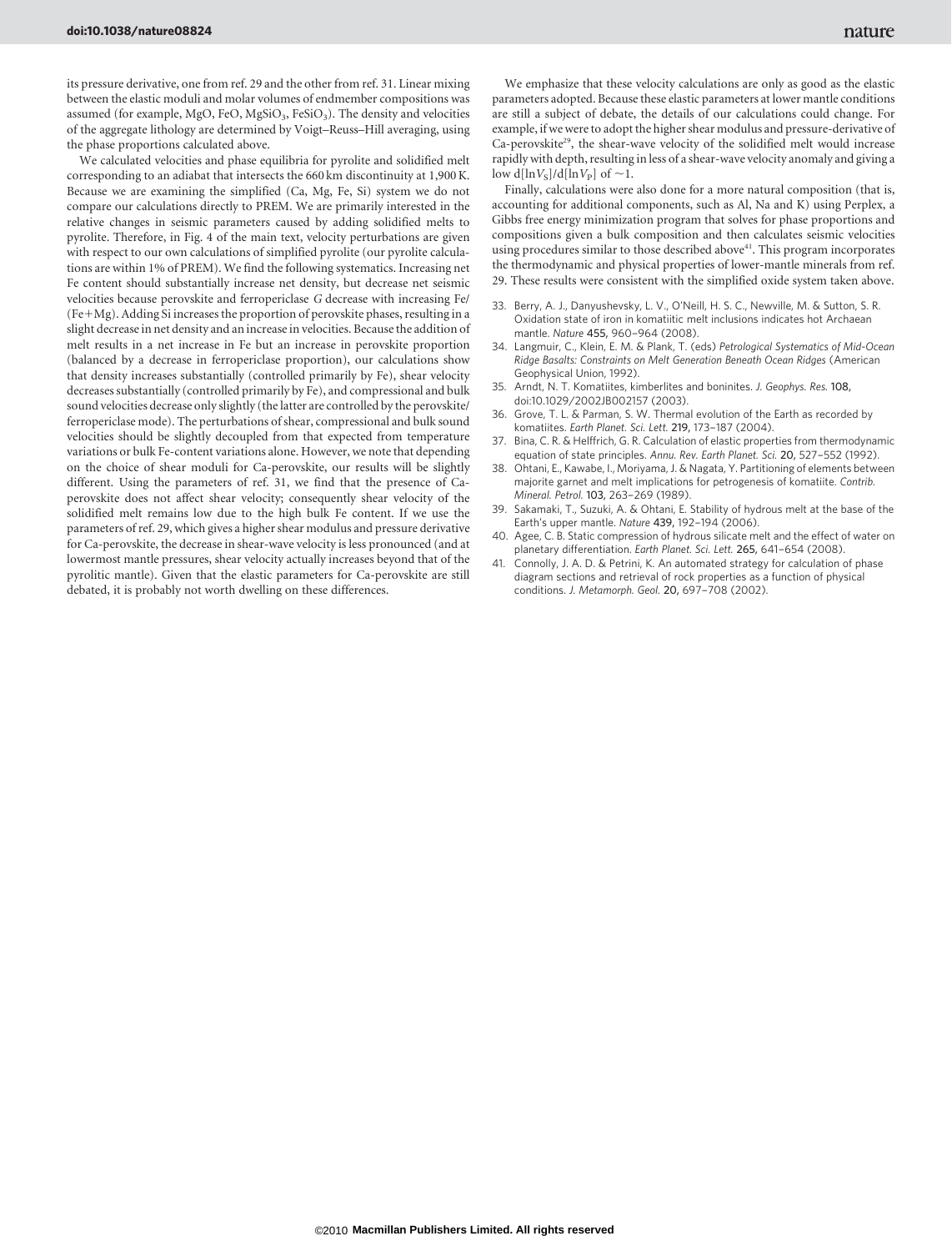its pressure derivative, one from ref. 29 and the other from ref. 31. Linear mixing between the elastic moduli and molar volumes of endmember compositions was assumed (for example, MgO, FeO, $MgSiO_3$, $FeSiO_3$). The density and velocities of the aggregate lithology are determined by Voigt–Reuss–Hill averaging, using the phase proportions calculated above.

We calculated velocities and phase equilibria for pyrolite and solidified melt corresponding to an adiabat that intersects the 660 km discontinuity at 1,900 K. Because we are examining the simplified (Ca, Mg, Fe, Si) system we do not compare our calculations directly to PREM. We are primarily interested in the relative changes in seismic parameters caused by adding solidified melts to pyrolite. Therefore, in Fig. 4 of the main text, velocity perturbations are given with respect to our own calculations of simplified pyrolite (our pyrolite calculations are within 1% of PREM). We find the following systematics. Increasing net Fe content should substantially increase net density, but decrease net seismic velocities because perovskite and ferropericlase *G* decrease with increasing Fe/(Fe+Mg). Adding Si increases the proportion of perovskite phases, resulting in a slight decrease in net density and an increase in velocities. Because the addition of melt results in a net increase in Fe but an increase in perovskite proportion (balanced by a decrease in ferropericlase proportion), our calculations show that density increases substantially (controlled primarily by Fe), shear velocity decreases substantially (controlled primarily by Fe), and compressional and bulk sound velocities decrease only slightly (the latter are controlled by the perovskite/ferropericlase mode). The perturbations of shear, compressional and bulk sound velocities should be slightly decoupled from that expected from temperature variations or bulk Fe-content variations alone. However, we note that depending on the choice of shear moduli for Ca-perovskite, our results will be slightly different. Using the parameters of ref. 31, we find that the presence of Ca-perovskite does not affect shear velocity; consequently shear velocity of the solidified melt remains low due to the high bulk Fe content. If we use the parameters of ref. 29, which gives a higher shear modulus and pressure derivative for Ca-perovskite, the decrease in shear-wave velocity is less pronounced (and at lowermost mantle pressures, shear velocity actually increases beyond that of the pyrolitic mantle). Given that the elastic parameters for Ca-perovskite are still debated, it is probably not worth dwelling on these differences.

We emphasize that these velocity calculations are only as good as the elastic parameters adopted. Because these elastic parameters at lower mantle conditions are still a subject of debate, the details of our calculations could change. For example, if we were to adopt the higher shear modulus and pressure-derivative of Ca-perovskite[29], the shear-wave velocity of the solidified melt would increase rapidly with depth, resulting in less of a shear-wave velocity anomaly and giving a low $d[\ln V_S]/d[\ln V_P]$ of ~1.

Finally, calculations were also done for a more natural composition (that is, accounting for additional components, such as Al, Na and K) using Perplex, a Gibbs free energy minimization program that solves for phase proportions and compositions given a bulk composition and then calculates seismic velocities using procedures similar to those described above[41]. This program incorporates the thermodynamic and physical properties of lower-mantle minerals from ref. 29. These results were consistent with the simplified oxide system taken above.

33. Berry, A. J., Danyushevsky, L. V., O'Neill, H. S. C., Newville, M. & Sutton, S. R. Oxidation state of iron in komatiitic melt inclusions indicates hot Archaean mantle. *Nature* **455,** 960–964 (2008).
34. Langmuir, C., Klein, E. M. & Plank, T. (eds) *Petrological Systematics of Mid-Ocean Ridge Basalts: Constraints on Melt Generation Beneath Ocean Ridges* (American Geophysical Union, 1992).
35. Arndt, N. T. Komatiites, kimberlites and boninites. *J. Geophys. Res.* **108,** doi:10.1029/2002JB002157 (2003).
36. Grove, T. L. & Parman, S. W. Thermal evolution of the Earth as recorded by komatiites. *Earth Planet. Sci. Lett.* **219,** 173–187 (2004).
37. Bina, C. R. & Helffrich, G. R. Calculation of elastic properties from thermodynamic equation of state principles. *Annu. Rev. Earth Planet. Sci.* **20,** 527–552 (1992).
38. Ohtani, E., Kawabe, I., Moriyama, J. & Nagata, Y. Partitioning of elements between majorite garnet and melt implications for petrogenesis of komatiite. *Contrib. Mineral. Petrol.* **103,** 263–269 (1989).
39. Sakamaki, T., Suzuki, A. & Ohtani, E. Stability of hydrous melt at the base of the Earth's upper mantle. *Nature* **439,** 192–194 (2006).
40. Agee, C. B. Static compression of hydrous silicate melt and the effect of water on planetary differentiation. *Earth Planet. Sci. Lett.* **265,** 641–654 (2008).
41. Connolly, J. A. D. & Petrini, K. An automated strategy for calculation of phase diagram sections and retrieval of rock properties as a function of physical conditions. *J. Metamorph. Geol.* **20,** 697–708 (2002).